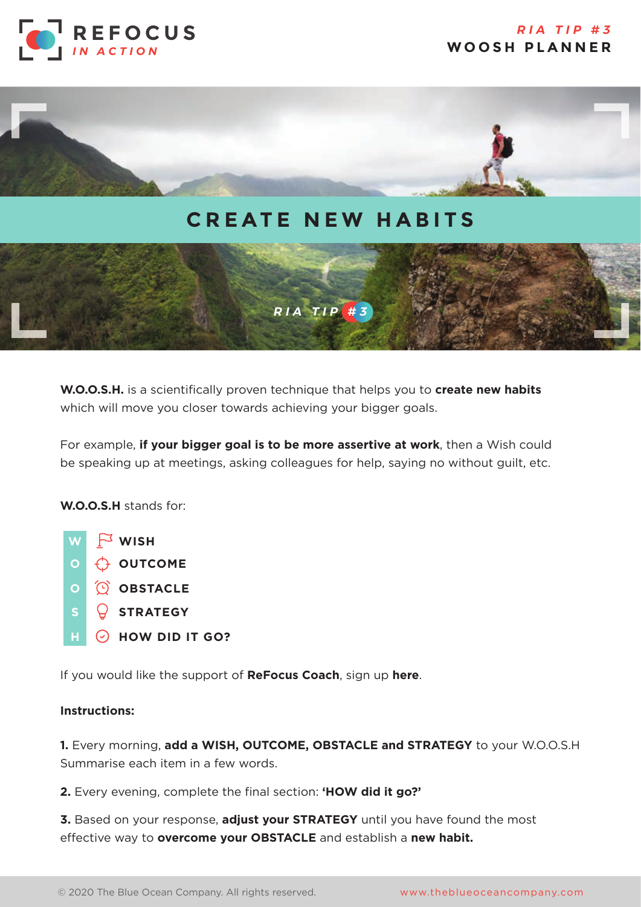REFOCUS *IN ACTION*

*RIA TIP #3*
**WOOSH PLANNER**

# CREATE NEW HABITS

*RIA TIP #3*

**W.O.O.S.H.** is a scientifically proven technique that helps you to **create new habits** which will move you closer towards achieving your bigger goals.

For example, **if your bigger goal is to be more assertive at work**, then a Wish could be speaking up at meetings, asking colleagues for help, saying no without guilt, etc.

**W.O.O.S.H** stands for:

- **W** — **WISH**
- **O** — **OUTCOME**
- **O** — **OBSTACLE**
- **S** — **STRATEGY**
- **H** — **HOW DID IT GO?**

If you would like the support of **ReFocus Coach**, sign up **here**.

**Instructions:**

**1.** Every morning, **add a WISH, OUTCOME, OBSTACLE and STRATEGY** to your W.O.O.S.H Summarise each item in a few words.

**2.** Every evening, complete the final section: **'HOW did it go?'**

**3.** Based on your response, **adjust your STRATEGY** until you have found the most effective way to **overcome your OBSTACLE** and establish a **new habit.**

© 2020 The Blue Ocean Company. All rights reserved. www.theblueoceancompany.com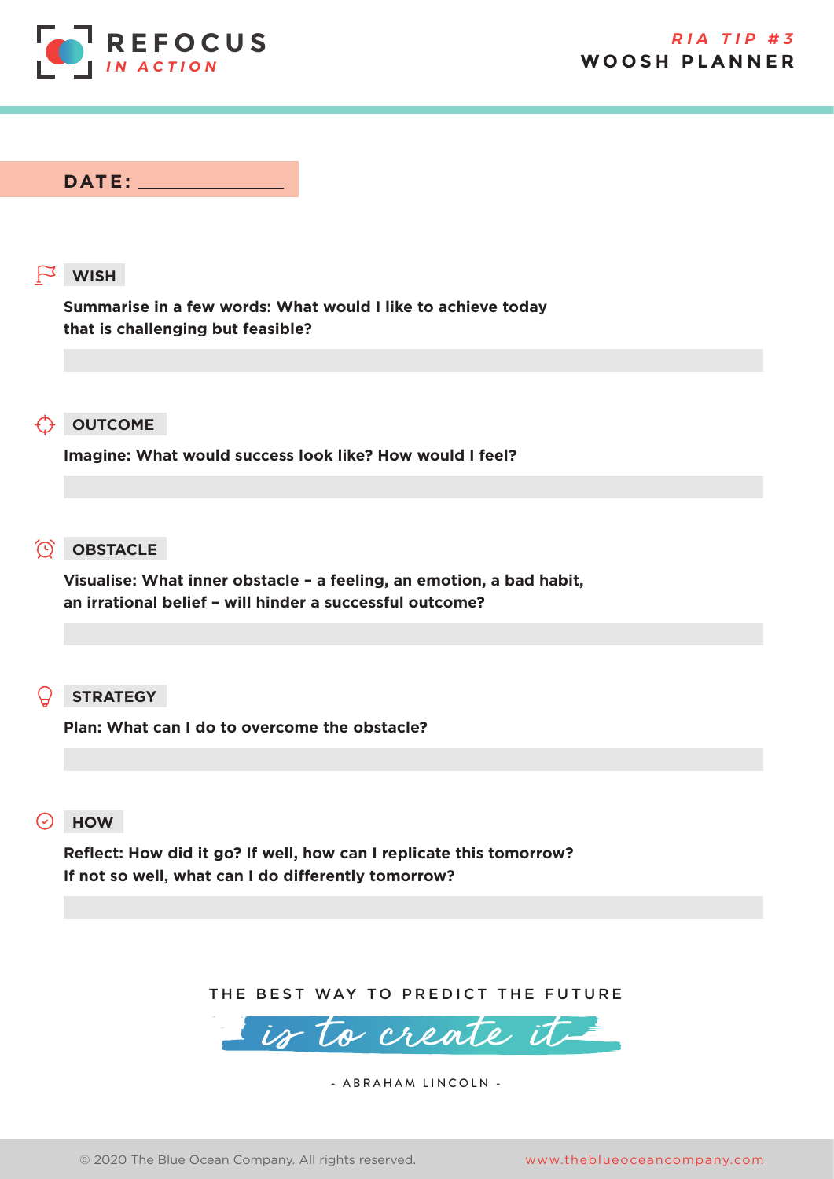**REFOCUS**
*IN ACTION*

*RIA TIP #3*
**WOOSH PLANNER**

**DATE:** ______________

## WISH

**Summarise in a few words: What would I like to achieve today that is challenging but feasible?**

## OUTCOME

**Imagine: What would success look like? How would I feel?**

## OBSTACLE

**Visualise: What inner obstacle – a feeling, an emotion, a bad habit, an irrational belief – will hinder a successful outcome?**

## STRATEGY

**Plan: What can I do to overcome the obstacle?**

## HOW

**Reflect: How did it go? If well, how can I replicate this tomorrow? If not so well, what can I do differently tomorrow?**

THE BEST WAY TO PREDICT THE FUTURE

*is to create it*

- ABRAHAM LINCOLN -

© 2020 The Blue Ocean Company. All rights reserved. www.theblueoceancompany.com